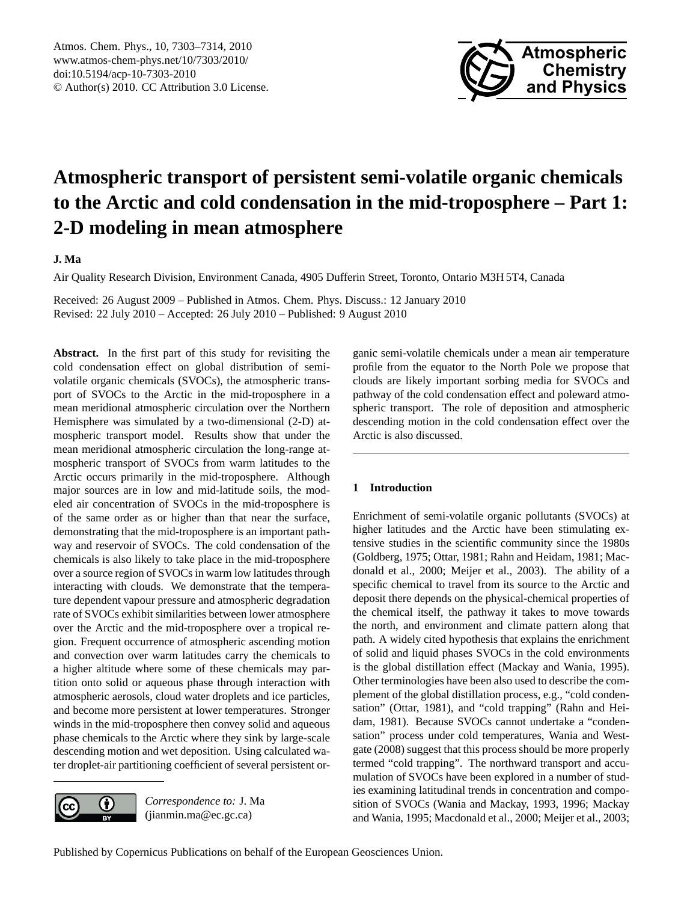Atmos. Chem. Phys., 10, 7303–7314, 2010
www.atmos-chem-phys.net/10/7303/2010/
doi:10.5194/acp-10-7303-2010
© Author(s) 2010. CC Attribution 3.0 License.

# Atmospheric transport of persistent semi-volatile organic chemicals to the Arctic and cold condensation in the mid-troposphere – Part 1: 2-D modeling in mean atmosphere

**J. Ma**

Air Quality Research Division, Environment Canada, 4905 Dufferin Street, Toronto, Ontario M3H 5T4, Canada

Received: 26 August 2009 – Published in Atmos. Chem. Phys. Discuss.: 12 January 2010
Revised: 22 July 2010 – Accepted: 26 July 2010 – Published: 9 August 2010

**Abstract.** In the first part of this study for revisiting the cold condensation effect on global distribution of semi-volatile organic chemicals (SVOCs), the atmospheric transport of SVOCs to the Arctic in the mid-troposphere in a mean meridional atmospheric circulation over the Northern Hemisphere was simulated by a two-dimensional (2-D) atmospheric transport model. Results show that under the mean meridional atmospheric circulation the long-range atmospheric transport of SVOCs from warm latitudes to the Arctic occurs primarily in the mid-troposphere. Although major sources are in low and mid-latitude soils, the modeled air concentration of SVOCs in the mid-troposphere is of the same order as or higher than that near the surface, demonstrating that the mid-troposphere is an important pathway and reservoir of SVOCs. The cold condensation of the chemicals is also likely to take place in the mid-troposphere over a source region of SVOCs in warm low latitudes through interacting with clouds. We demonstrate that the temperature dependent vapour pressure and atmospheric degradation rate of SVOCs exhibit similarities between lower atmosphere over the Arctic and the mid-troposphere over a tropical region. Frequent occurrence of atmospheric ascending motion and convection over warm latitudes carry the chemicals to a higher altitude where some of these chemicals may partition onto solid or aqueous phase through interaction with atmospheric aerosols, cloud water droplets and ice particles, and become more persistent at lower temperatures. Stronger winds in the mid-troposphere then convey solid and aqueous phase chemicals to the Arctic where they sink by large-scale descending motion and wet deposition. Using calculated water droplet-air partitioning coefficient of several persistent organic semi-volatile chemicals under a mean air temperature profile from the equator to the North Pole we propose that clouds are likely important sorbing media for SVOCs and pathway of the cold condensation effect and poleward atmospheric transport. The role of deposition and atmospheric descending motion in the cold condensation effect over the Arctic is also discussed.

*Correspondence to:* J. Ma (jianmin.ma@ec.gc.ca)

## 1 Introduction

Enrichment of semi-volatile organic pollutants (SVOCs) at higher latitudes and the Arctic have been stimulating extensive studies in the scientific community since the 1980s (Goldberg, 1975; Ottar, 1981; Rahn and Heidam, 1981; Macdonald et al., 2000; Meijer et al., 2003). The ability of a specific chemical to travel from its source to the Arctic and deposit there depends on the physical-chemical properties of the chemical itself, the pathway it takes to move towards the north, and environment and climate pattern along that path. A widely cited hypothesis that explains the enrichment of solid and liquid phases SVOCs in the cold environments is the global distillation effect (Mackay and Wania, 1995). Other terminologies have been also used to describe the complement of the global distillation process, e.g., "cold condensation" (Ottar, 1981), and "cold trapping" (Rahn and Heidam, 1981). Because SVOCs cannot undertake a "condensation" process under cold temperatures, Wania and Westgate (2008) suggest that this process should be more properly termed "cold trapping". The northward transport and accumulation of SVOCs have been explored in a number of studies examining latitudinal trends in concentration and composition of SVOCs (Wania and Mackay, 1993, 1996; Mackay and Wania, 1995; Macdonald et al., 2000; Meijer et al., 2003;

Published by Copernicus Publications on behalf of the European Geosciences Union.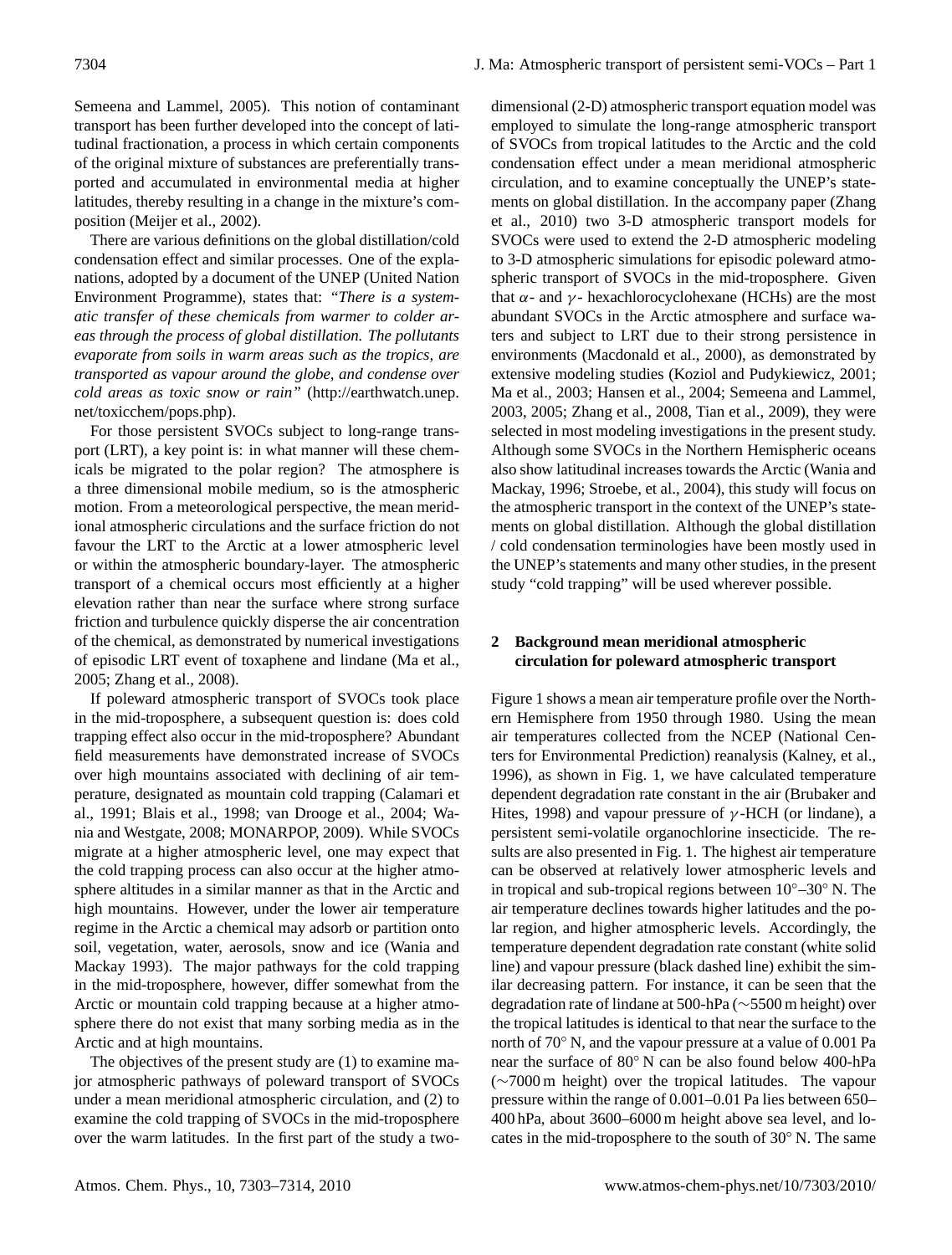Semeena and Lammel, 2005). This notion of contaminant transport has been further developed into the concept of latitudinal fractionation, a process in which certain components of the original mixture of substances are preferentially transported and accumulated in environmental media at higher latitudes, thereby resulting in a change in the mixture's composition (Meijer et al., 2002).

There are various definitions on the global distillation/cold condensation effect and similar processes. One of the explanations, adopted by a document of the UNEP (United Nation Environment Programme), states that: *"There is a systematic transfer of these chemicals from warmer to colder areas through the process of global distillation. The pollutants evaporate from soils in warm areas such as the tropics, are transported as vapour around the globe, and condense over cold areas as toxic snow or rain"* (http://earthwatch.unep.net/toxicchem/pops.php).

For those persistent SVOCs subject to long-range transport (LRT), a key point is: in what manner will these chemicals be migrated to the polar region? The atmosphere is a three dimensional mobile medium, so is the atmospheric motion. From a meteorological perspective, the mean meridional atmospheric circulations and the surface friction do not favour the LRT to the Arctic at a lower atmospheric level or within the atmospheric boundary-layer. The atmospheric transport of a chemical occurs most efficiently at a higher elevation rather than near the surface where strong surface friction and turbulence quickly disperse the air concentration of the chemical, as demonstrated by numerical investigations of episodic LRT event of toxaphene and lindane (Ma et al., 2005; Zhang et al., 2008).

If poleward atmospheric transport of SVOCs took place in the mid-troposphere, a subsequent question is: does cold trapping effect also occur in the mid-troposphere? Abundant field measurements have demonstrated increase of SVOCs over high mountains associated with declining of air temperature, designated as mountain cold trapping (Calamari et al., 1991; Blais et al., 1998; van Drooge et al., 2004; Wania and Westgate, 2008; MONARPOP, 2009). While SVOCs migrate at a higher atmospheric level, one may expect that the cold trapping process can also occur at the higher atmosphere altitudes in a similar manner as that in the Arctic and high mountains. However, under the lower air temperature regime in the Arctic a chemical may adsorb or partition onto soil, vegetation, water, aerosols, snow and ice (Wania and Mackay 1993). The major pathways for the cold trapping in the mid-troposphere, however, differ somewhat from the Arctic or mountain cold trapping because at a higher atmosphere there do not exist that many sorbing media as in the Arctic and at high mountains.

The objectives of the present study are (1) to examine major atmospheric pathways of poleward transport of SVOCs under a mean meridional atmospheric circulation, and (2) to examine the cold trapping of SVOCs in the mid-troposphere over the warm latitudes. In the first part of the study a two-dimensional (2-D) atmospheric transport equation model was employed to simulate the long-range atmospheric transport of SVOCs from tropical latitudes to the Arctic and the cold condensation effect under a mean meridional atmospheric circulation, and to examine conceptually the UNEP's statements on global distillation. In the accompany paper (Zhang et al., 2010) two 3-D atmospheric transport models for SVOCs were used to extend the 2-D atmospheric modeling to 3-D atmospheric simulations for episodic poleward atmospheric transport of SVOCs in the mid-troposphere. Given that $\alpha$- and $\gamma$- hexachlorocyclohexane (HCHs) are the most abundant SVOCs in the Arctic atmosphere and surface waters and subject to LRT due to their strong persistence in environments (Macdonald et al., 2000), as demonstrated by extensive modeling studies (Koziol and Pudykiewicz, 2001; Ma et al., 2003; Hansen et al., 2004; Semeena and Lammel, 2003, 2005; Zhang et al., 2008, Tian et al., 2009), they were selected in most modeling investigations in the present study. Although some SVOCs in the Northern Hemisphere oceans also show latitudinal increases towards the Arctic (Wania and Mackay, 1996; Stroebe, et al., 2004), this study will focus on the atmospheric transport in the context of the UNEP's statements on global distillation. Although the global distillation / cold condensation terminologies have been mostly used in the UNEP's statements and many other studies, in the present study "cold trapping" will be used wherever possible.

## 2 Background mean meridional atmospheric circulation for poleward atmospheric transport

Figure 1 shows a mean air temperature profile over the Northern Hemisphere from 1950 through 1980. Using the mean air temperatures collected from the NCEP (National Centers for Environmental Prediction) reanalysis (Kalney, et al., 1996), as shown in Fig. 1, we have calculated temperature dependent degradation rate constant in the air (Brubaker and Hites, 1998) and vapour pressure of $\gamma$-HCH (or lindane), a persistent semi-volatile organochlorine insecticide. The results are also presented in Fig. 1. The highest air temperature can be observed at relatively lower atmospheric levels and in tropical and sub-tropical regions between 10°–30° N. The air temperature declines towards higher latitudes and the polar region, and higher atmospheric levels. Accordingly, the temperature dependent degradation rate constant (white solid line) and vapour pressure (black dashed line) exhibit the similar decreasing pattern. For instance, it can be seen that the degradation rate of lindane at 500-hPa (∼5500 m height) over the tropical latitudes is identical to that near the surface to the north of 70° N, and the vapour pressure at a value of 0.001 Pa near the surface of 80° N can be also found below 400-hPa (∼7000 m height) over the tropical latitudes. The vapour pressure within the range of 0.001–0.01 Pa lies between 650–400 hPa, about 3600–6000 m height above sea level, and locates in the mid-troposphere to the south of 30° N. The same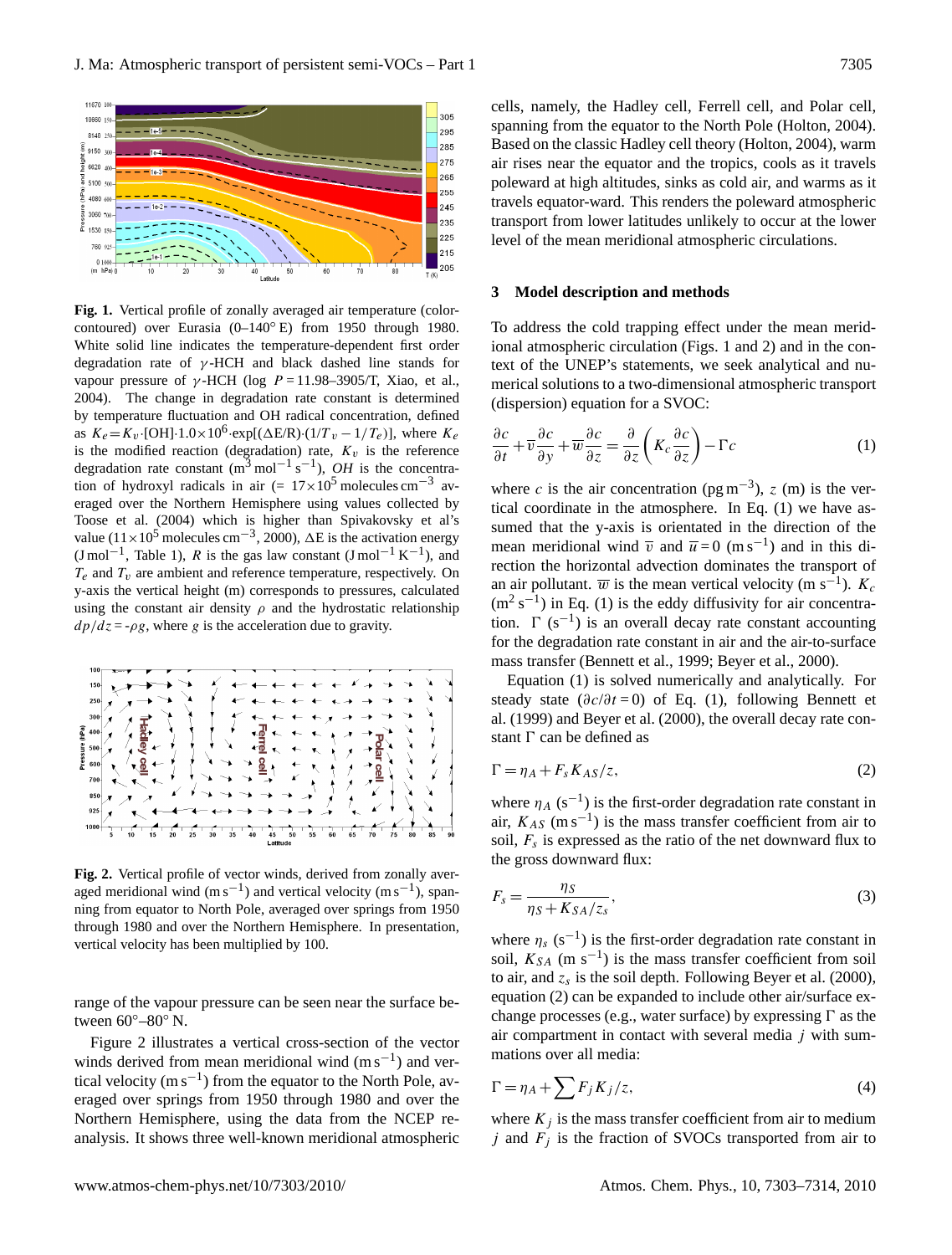**Fig. 1.** Vertical profile of zonally averaged air temperature (color-contoured) over Eurasia (0–140° E) from 1950 through 1980. White solid line indicates the temperature-dependent first order degradation rate of $\gamma$-HCH and black dashed line stands for vapour pressure of $\gamma$-HCH ($\log P = 11.98$–$3905/T$, Xiao, et al., 2004). The change in degradation rate constant is determined by temperature fluctuation and OH radical concentration, defined as $K_e = K_v \cdot [\mathrm{OH}] \cdot 1.0 \times 10^6 \cdot \exp[(\Delta E/R) \cdot (1/T_v - 1/T_e)]$, where $K_e$ is the modified reaction (degradation) rate, $K_v$ is the reference degradation rate constant ($\mathrm{m^3\,mol^{-1}\,s^{-1}}$), $OH$ is the concentration of hydroxyl radicals in air ($= 17 \times 10^5$ molecules $\mathrm{cm^{-3}}$ averaged over the Northern Hemisphere using values collected by Toose et al. (2004) which is higher than Spivakovsky et al's value ($11 \times 10^5$ molecules $\mathrm{cm^{-3}}$, 2000), $\Delta$E is the activation energy ($\mathrm{J\,mol^{-1}}$, Table 1), $R$ is the gas law constant ($\mathrm{J\,mol^{-1}\,K^{-1}}$), and $T_e$ and $T_v$ are ambient and reference temperature, respectively. On y-axis the vertical height (m) corresponds to pressures, calculated using the constant air density $\rho$ and the hydrostatic relationship $dp/dz = -\rho g$, where $g$ is the acceleration due to gravity.

**Fig. 2.** Vertical profile of vector winds, derived from zonally averaged meridional wind ($\mathrm{m\,s^{-1}}$) and vertical velocity ($\mathrm{m\,s^{-1}}$), spanning from equator to North Pole, averaged over springs from 1950 through 1980 and over the Northern Hemisphere. In presentation, vertical velocity has been multiplied by 100.

range of the vapour pressure can be seen near the surface between 60°–80° N.

Figure 2 illustrates a vertical cross-section of the vector winds derived from mean meridional wind ($\mathrm{m\,s^{-1}}$) and vertical velocity ($\mathrm{m\,s^{-1}}$) from the equator to the North Pole, averaged over springs from 1950 through 1980 and over the Northern Hemisphere, using the data from the NCEP reanalysis. It shows three well-known meridional atmospheric cells, namely, the Hadley cell, Ferrell cell, and Polar cell, spanning from the equator to the North Pole (Holton, 2004). Based on the classic Hadley cell theory (Holton, 2004), warm air rises near the equator and the tropics, cools as it travels poleward at high altitudes, sinks as cold air, and warms as it travels equator-ward. This renders the poleward atmospheric transport from lower latitudes unlikely to occur at the lower level of the mean meridional atmospheric circulations.

## 3 Model description and methods

To address the cold trapping effect under the mean meridional atmospheric circulation (Figs. 1 and 2) and in the context of the UNEP's statements, we seek analytical and numerical solutions to a two-dimensional atmospheric transport (dispersion) equation for a SVOC:

$$\frac{\partial c}{\partial t} + \overline{v}\frac{\partial c}{\partial y} + \overline{w}\frac{\partial c}{\partial z} = \frac{\partial}{\partial z}\left(K_c \frac{\partial c}{\partial z}\right) - \Gamma c \tag{1}$$

where $c$ is the air concentration ($\mathrm{pg\,m^{-3}}$), $z$ (m) is the vertical coordinate in the atmosphere. In Eq. (1) we have assumed that the y-axis is orientated in the direction of the mean meridional wind $\overline{v}$ and $\overline{u} = 0$ ($\mathrm{m\,s^{-1}}$) and in this direction the horizontal advection dominates the transport of an air pollutant. $\overline{w}$ is the mean vertical velocity ($\mathrm{m\,s^{-1}}$). $K_c$ ($\mathrm{m^2\,s^{-1}}$) in Eq. (1) is the eddy diffusivity for air concentration. $\Gamma$ ($\mathrm{s^{-1}}$) is an overall decay rate constant accounting for the degradation rate constant in air and the air-to-surface mass transfer (Bennett et al., 1999; Beyer et al., 2000).

Equation (1) is solved numerically and analytically. For steady state ($\partial c/\partial t = 0$) of Eq. (1), following Bennett et al. (1999) and Beyer et al. (2000), the overall decay rate constant $\Gamma$ can be defined as

$$\Gamma = \eta_A + F_s K_{AS}/z, \tag{2}$$

where $\eta_A$ ($\mathrm{s^{-1}}$) is the first-order degradation rate constant in air, $K_{AS}$ ($\mathrm{m\,s^{-1}}$) is the mass transfer coefficient from air to soil, $F_s$ is expressed as the ratio of the net downward flux to the gross downward flux:

$$F_s = \frac{\eta_S}{\eta_S + K_{SA}/z_s}, \tag{3}$$

where $\eta_s$ ($\mathrm{s^{-1}}$) is the first-order degradation rate constant in soil, $K_{SA}$ ($\mathrm{m\,s^{-1}}$) is the mass transfer coefficient from soil to air, and $z_s$ is the soil depth. Following Beyer et al. (2000), equation (2) can be expanded to include other air/surface exchange processes (e.g., water surface) by expressing $\Gamma$ as the air compartment in contact with several media $j$ with summations over all media:

$$\Gamma = \eta_A + \sum F_j K_j / z, \tag{4}$$

where $K_j$ is the mass transfer coefficient from air to medium $j$ and $F_j$ is the fraction of SVOCs transported from air to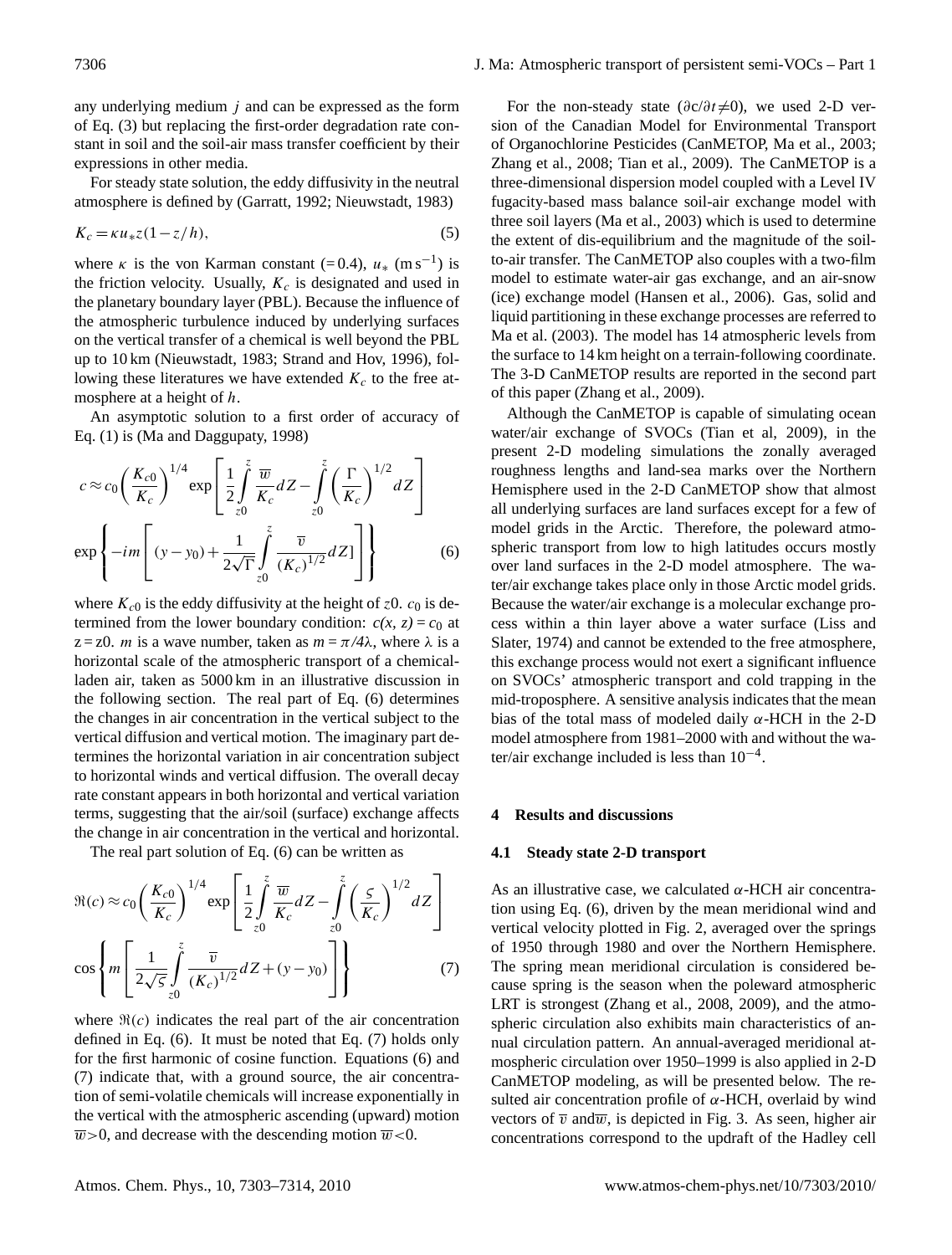any underlying medium $j$ and can be expressed as the form of Eq. (3) but replacing the first-order degradation rate constant in soil and the soil-air mass transfer coefficient by their expressions in other media.

For steady state solution, the eddy diffusivity in the neutral atmosphere is defined by (Garratt, 1992; Nieuwstadt, 1983)

$$K_c = \kappa u_* z(1 - z/h), \tag{5}$$

where $\kappa$ is the von Karman constant (= 0.4), $u_*$ (m s$^{-1}$) is the friction velocity. Usually, $K_c$ is designated and used in the planetary boundary layer (PBL). Because the influence of the atmospheric turbulence induced by underlying surfaces on the vertical transfer of a chemical is well beyond the PBL up to 10 km (Nieuwstadt, 1983; Strand and Hov, 1996), following these literatures we have extended $K_c$ to the free atmosphere at a height of $h$.

An asymptotic solution to a first order of accuracy of Eq. (1) is (Ma and Daggupaty, 1998)

$$c \approx c_0 \left(\frac{K_{c0}}{K_c}\right)^{1/4} \exp\left[\frac{1}{2}\int_{z0}^{z} \frac{\overline{w}}{K_c} dZ - \int_{z0}^{z} \left(\frac{\Gamma}{K_c}\right)^{1/2} dZ\right]$$
$$\exp\left\{-im\left[(y - y_0) + \frac{1}{2\sqrt{\Gamma}}\int_{z0}^{z} \frac{\overline{v}}{(K_c)^{1/2}} dZ]\right]\right\} \tag{6}$$

where $K_{c0}$ is the eddy diffusivity at the height of $z0$. $c_0$ is determined from the lower boundary condition: $c(x, z) = c_0$ at $z = z0$. $m$ is a wave number, taken as $m = \pi/4\lambda$, where $\lambda$ is a horizontal scale of the atmospheric transport of a chemical-laden air, taken as 5000 km in an illustrative discussion in the following section. The real part of Eq. (6) determines the changes in air concentration in the vertical subject to the vertical diffusion and vertical motion. The imaginary part determines the horizontal variation in air concentration subject to horizontal winds and vertical diffusion. The overall decay rate constant appears in both horizontal and vertical variation terms, suggesting that the air/soil (surface) exchange affects the change in air concentration in the vertical and horizontal.

The real part solution of Eq. (6) can be written as

$$\Re(c) \approx c_0 \left(\frac{K_{c0}}{K_c}\right)^{1/4} \exp\left[\frac{1}{2}\int_{z0}^{z} \frac{\overline{w}}{K_c} dZ - \int_{z0}^{z} \left(\frac{\varsigma}{K_c}\right)^{1/2} dZ\right]$$
$$\cos\left\{m\left[\frac{1}{2\sqrt{\varsigma}}\int_{z0}^{z} \frac{\overline{v}}{(K_c)^{1/2}} dZ + (y - y_0)\right]\right\} \tag{7}$$

where $\Re(c)$ indicates the real part of the air concentration defined in Eq. (6). It must be noted that Eq. (7) holds only for the first harmonic of cosine function. Equations (6) and (7) indicate that, with a ground source, the air concentration of semi-volatile chemicals will increase exponentially in the vertical with the atmospheric ascending (upward) motion $\overline{w} > 0$, and decrease with the descending motion $\overline{w} < 0$.

For the non-steady state ($\partial c/\partial t \neq 0$), we used 2-D version of the Canadian Model for Environmental Transport of Organochlorine Pesticides (CanMETOP, Ma et al., 2003; Zhang et al., 2008; Tian et al., 2009). The CanMETOP is a three-dimensional dispersion model coupled with a Level IV fugacity-based mass balance soil-air exchange model with three soil layers (Ma et al., 2003) which is used to determine the extent of dis-equilibrium and the magnitude of the soil-to-air transfer. The CanMETOP also couples with a two-film model to estimate water-air gas exchange, and an air-snow (ice) exchange model (Hansen et al., 2006). Gas, solid and liquid partitioning in these exchange processes are referred to Ma et al. (2003). The model has 14 atmospheric levels from the surface to 14 km height on a terrain-following coordinate. The 3-D CanMETOP results are reported in the second part of this paper (Zhang et al., 2009).

Although the CanMETOP is capable of simulating ocean water/air exchange of SVOCs (Tian et al, 2009), in the present 2-D modeling simulations the zonally averaged roughness lengths and land-sea marks over the Northern Hemisphere used in the 2-D CanMETOP show that almost all underlying surfaces are land surfaces except for a few of model grids in the Arctic. Therefore, the poleward atmospheric transport from low to high latitudes occurs mostly over land surfaces in the 2-D model atmosphere. The water/air exchange takes place only in those Arctic model grids. Because the water/air exchange is a molecular exchange process within a thin layer above a water surface (Liss and Slater, 1974) and cannot be extended to the free atmosphere, this exchange process would not exert a significant influence on SVOCs' atmospheric transport and cold trapping in the mid-troposphere. A sensitive analysis indicates that the mean bias of the total mass of modeled daily $\alpha$-HCH in the 2-D model atmosphere from 1981–2000 with and without the water/air exchange included is less than $10^{-4}$.

## 4 Results and discussions

### 4.1 Steady state 2-D transport

As an illustrative case, we calculated $\alpha$-HCH air concentration using Eq. (6), driven by the mean meridional wind and vertical velocity plotted in Fig. 2, averaged over the springs of 1950 through 1980 and over the Northern Hemisphere. The spring mean meridional circulation is considered because spring is the season when the poleward atmospheric LRT is strongest (Zhang et al., 2008, 2009), and the atmospheric circulation also exhibits main characteristics of annual circulation pattern. An annual-averaged meridional atmospheric circulation over 1950–1999 is also applied in 2-D CanMETOP modeling, as will be presented below. The resulted air concentration profile of $\alpha$-HCH, overlaid by wind vectors of $\overline{v}$ and $\overline{w}$, is depicted in Fig. 3. As seen, higher air concentrations correspond to the updraft of the Hadley cell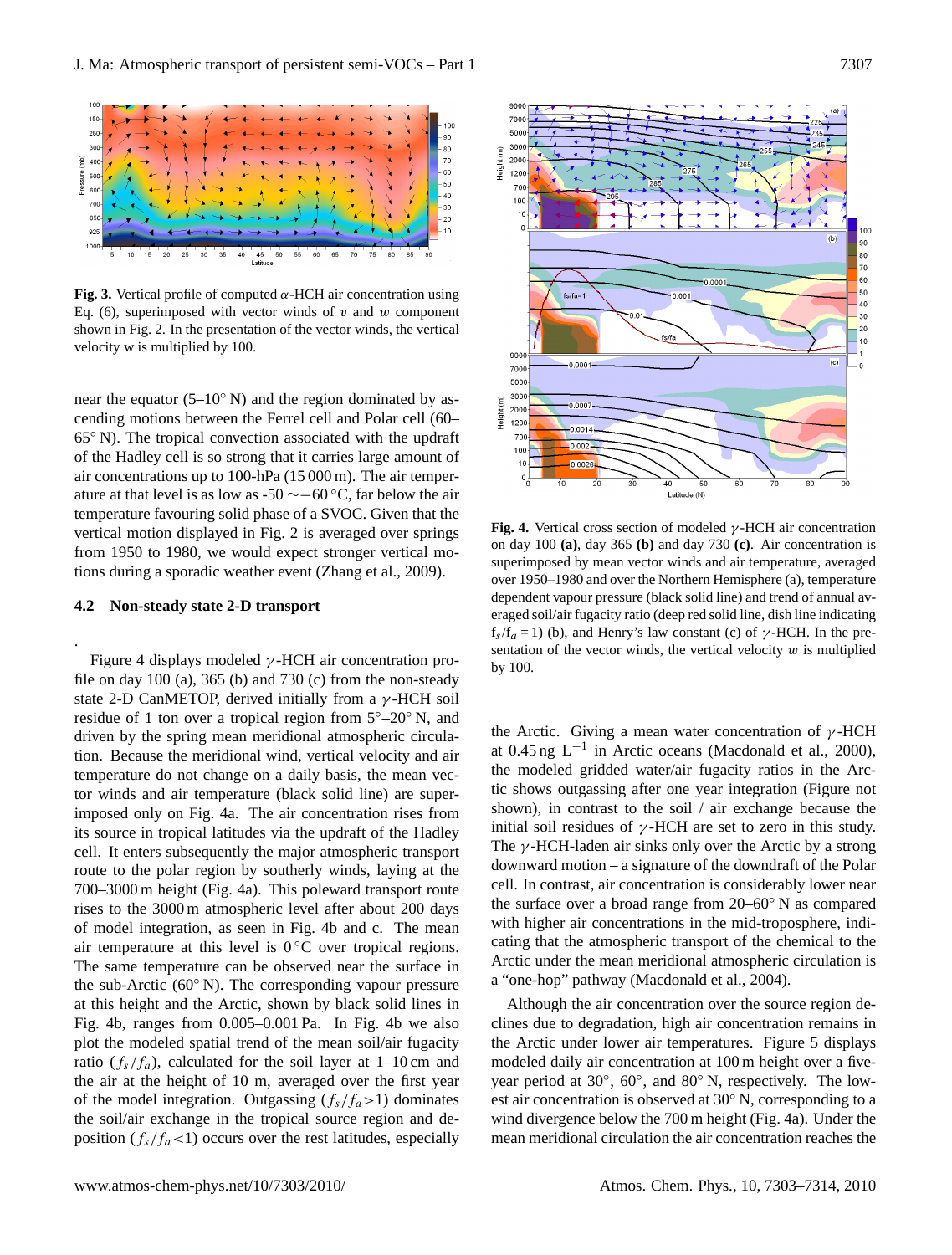**Fig. 3.** Vertical profile of computed $\alpha$-HCH air concentration using Eq. (6), superimposed with vector winds of $v$ and $w$ component shown in Fig. 2. In the presentation of the vector winds, the vertical velocity w is multiplied by 100.

near the equator (5–10° N) and the region dominated by ascending motions between the Ferrel cell and Polar cell (60–65° N). The tropical convection associated with the updraft of the Hadley cell is so strong that it carries large amount of air concentrations up to 100-hPa (15 000 m). The air temperature at that level is as low as -50 $\sim$−60 °C, far below the air temperature favouring solid phase of a SVOC. Given that the vertical motion displayed in Fig. 2 is averaged over springs from 1950 to 1980, we would expect stronger vertical motions during a sporadic weather event (Zhang et al., 2009).

### 4.2 Non-steady state 2-D transport

Figure 4 displays modeled $\gamma$-HCH air concentration profile on day 100 (a), 365 (b) and 730 (c) from the non-steady state 2-D CanMETOP, derived initially from a $\gamma$-HCH soil residue of 1 ton over a tropical region from 5°–20° N, and driven by the spring mean meridional atmospheric circulation. Because the meridional wind, vertical velocity and air temperature do not change on a daily basis, the mean vector winds and air temperature (black solid line) are superimposed only on Fig. 4a. The air concentration rises from its source in tropical latitudes via the updraft of the Hadley cell. It enters subsequently the major atmospheric transport route to the polar region by southerly winds, laying at the 700–3000 m height (Fig. 4a). This poleward transport route rises to the 3000 m atmospheric level after about 200 days of model integration, as seen in Fig. 4b and c. The mean air temperature at this level is 0 °C over tropical regions. The same temperature can be observed near the surface in the sub-Arctic (60° N). The corresponding vapour pressure at this height and the Arctic, shown by black solid lines in Fig. 4b, ranges from 0.005–0.001 Pa. In Fig. 4b we also plot the modeled spatial trend of the mean soil/air fugacity ratio ($f_s/f_a$), calculated for the soil layer at 1–10 cm and the air at the height of 10 m, averaged over the first year of the model integration. Outgassing ($f_s/f_a>1$) dominates the soil/air exchange in the tropical source region and deposition ($f_s/f_a<1$) occurs over the rest latitudes, especially

**Fig. 4.** Vertical cross section of modeled $\gamma$-HCH air concentration on day 100 **(a)**, day 365 **(b)** and day 730 **(c)**. Air concentration is superimposed by mean vector winds and air temperature, averaged over 1950–1980 and over the Northern Hemisphere (a), temperature dependent vapour pressure (black solid line) and trend of annual averaged soil/air fugacity ratio (deep red solid line, dish line indicating $f_s/f_a=1$) (b), and Henry's law constant (c) of $\gamma$-HCH. In the presentation of the vector winds, the vertical velocity $w$ is multiplied by 100.

the Arctic. Giving a mean water concentration of $\gamma$-HCH at 0.45 ng L$^{-1}$ in Arctic oceans (Macdonald et al., 2000), the modeled gridded water/air fugacity ratios in the Arctic shows outgassing after one year integration (Figure not shown), in contrast to the soil / air exchange because the initial soil residues of $\gamma$-HCH are set to zero in this study. The $\gamma$-HCH-laden air sinks only over the Arctic by a strong downward motion – a signature of the downdraft of the Polar cell. In contrast, air concentration is considerably lower near the surface over a broad range from 20–60° N as compared with higher air concentrations in the mid-troposphere, indicating that the atmospheric transport of the chemical to the Arctic under the mean meridional atmospheric circulation is a "one-hop" pathway (Macdonald et al., 2004).

Although the air concentration over the source region declines due to degradation, high air concentration remains in the Arctic under lower air temperatures. Figure 5 displays modeled daily air concentration at 100 m height over a five-year period at 30°, 60°, and 80° N, respectively. The lowest air concentration is observed at 30° N, corresponding to a wind divergence below the 700 m height (Fig. 4a). Under the mean meridional circulation the air concentration reaches the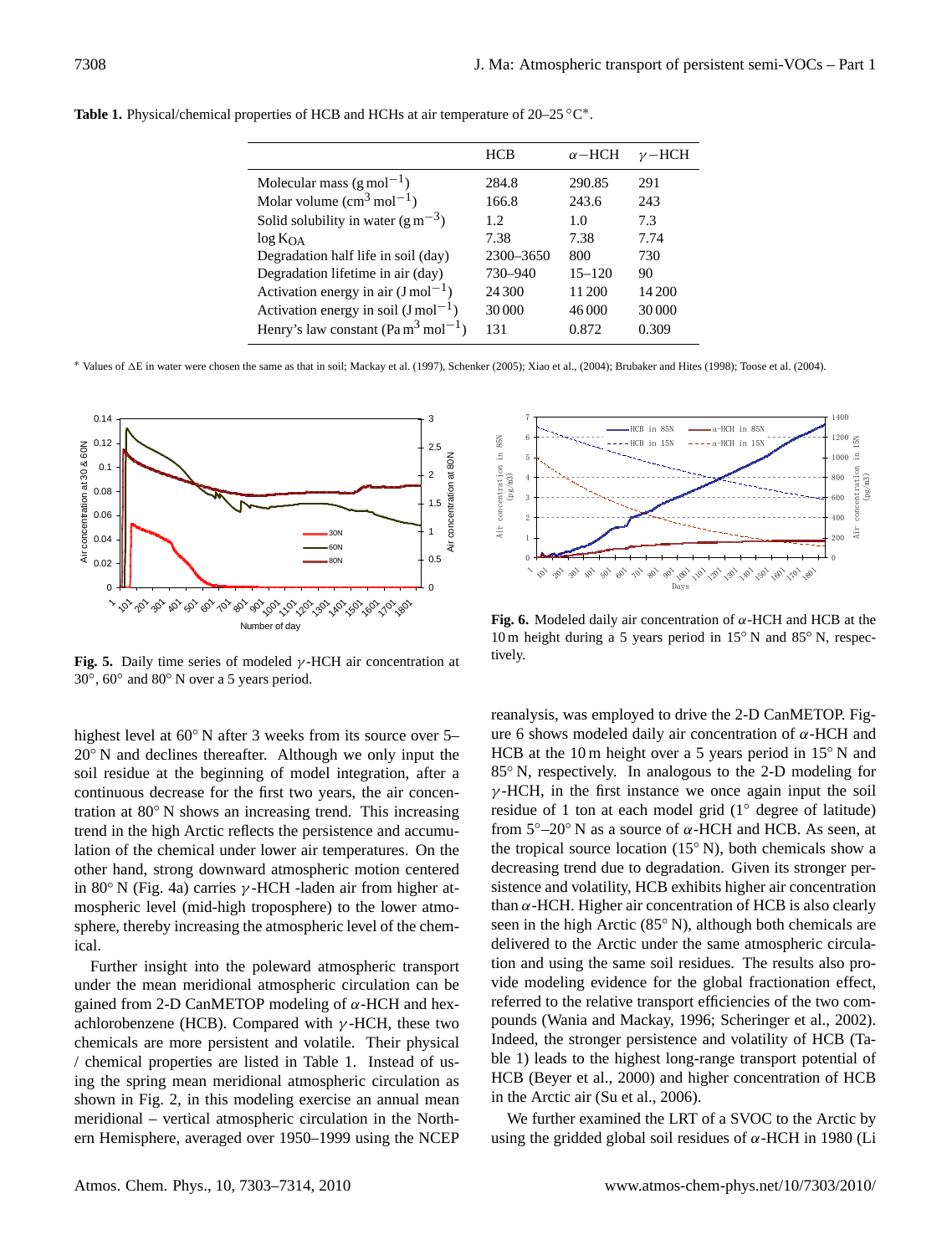**Table 1.** Physical/chemical properties of HCB and HCHs at air temperature of 20–25 °C*.

| | HCB | $\alpha$−HCH | $\gamma$−HCH |
|---|---|---|---|
| Molecular mass ($g\,mol^{-1}$) | 284.8 | 290.85 | 291 |
| Molar volume ($cm^3\,mol^{-1}$) | 166.8 | 243.6 | 243 |
| Solid solubility in water ($g\,m^{-3}$) | 1.2 | 1.0 | 7.3 |
| $\log K_{OA}$ | 7.38 | 7.38 | 7.74 |
| Degradation half life in soil (day) | 2300–3650 | 800 | 730 |
| Degradation lifetime in air (day) | 730–940 | 15–120 | 90 |
| Activation energy in air ($J\,mol^{-1}$) | 24 300 | 11 200 | 14 200 |
| Activation energy in soil ($J\,mol^{-1}$) | 30 000 | 46 000 | 30 000 |
| Henry's law constant ($Pa\,m^3\,mol^{-1}$) | 131 | 0.872 | 0.309 |

* Values of ΔE in water were chosen the same as that in soil; Mackay et al. (1997), Schenker (2005); Xiao et al., (2004); Brubaker and Hites (1998); Toose et al. (2004).

**Fig. 5.** Daily time series of modeled $\gamma$-HCH air concentration at 30°, 60° and 80° N over a 5 years period.

**Fig. 6.** Modeled daily air concentration of $\alpha$-HCH and HCB at the 10 m height during a 5 years period in 15° N and 85° N, respectively.

highest level at 60° N after 3 weeks from its source over 5–20° N and declines thereafter. Although we only input the soil residue at the beginning of model integration, after a continuous decrease for the first two years, the air concentration at 80° N shows an increasing trend. This increasing trend in the high Arctic reflects the persistence and accumulation of the chemical under lower air temperatures. On the other hand, strong downward atmospheric motion centered in 80° N (Fig. 4a) carries $\gamma$-HCH -laden air from higher atmospheric level (mid-high troposphere) to the lower atmosphere, thereby increasing the atmospheric level of the chemical.

Further insight into the poleward atmospheric transport under the mean meridional atmospheric circulation can be gained from 2-D CanMETOP modeling of $\alpha$-HCH and hexachlorobenzene (HCB). Compared with $\gamma$-HCH, these two chemicals are more persistent and volatile. Their physical / chemical properties are listed in Table 1. Instead of using the spring mean meridional atmospheric circulation as shown in Fig. 2, in this modeling exercise an annual mean meridional – vertical atmospheric circulation in the Northern Hemisphere, averaged over 1950–1999 using the NCEP reanalysis, was employed to drive the 2-D CanMETOP. Figure 6 shows modeled daily air concentration of $\alpha$-HCH and HCB at the 10 m height over a 5 years period in 15° N and 85° N, respectively. In analogous to the 2-D modeling for $\gamma$-HCH, in the first instance we once again input the soil residue of 1 ton at each model grid (1° degree of latitude) from 5°–20° N as a source of $\alpha$-HCH and HCB. As seen, at the tropical source location (15° N), both chemicals show a decreasing trend due to degradation. Given its stronger persistence and volatility, HCB exhibits higher air concentration than $\alpha$-HCH. Higher air concentration of HCB is also clearly seen in the high Arctic (85° N), although both chemicals are delivered to the Arctic under the same atmospheric circulation and using the same soil residues. The results also provide modeling evidence for the global fractionation effect, referred to the relative transport efficiencies of the two compounds (Wania and Mackay, 1996; Scheringer et al., 2002). Indeed, the stronger persistence and volatility of HCB (Table 1) leads to the highest long-range transport potential of HCB (Beyer et al., 2000) and higher concentration of HCB in the Arctic air (Su et al., 2006).

We further examined the LRT of a SVOC to the Arctic by using the gridded global soil residues of $\alpha$-HCH in 1980 (Li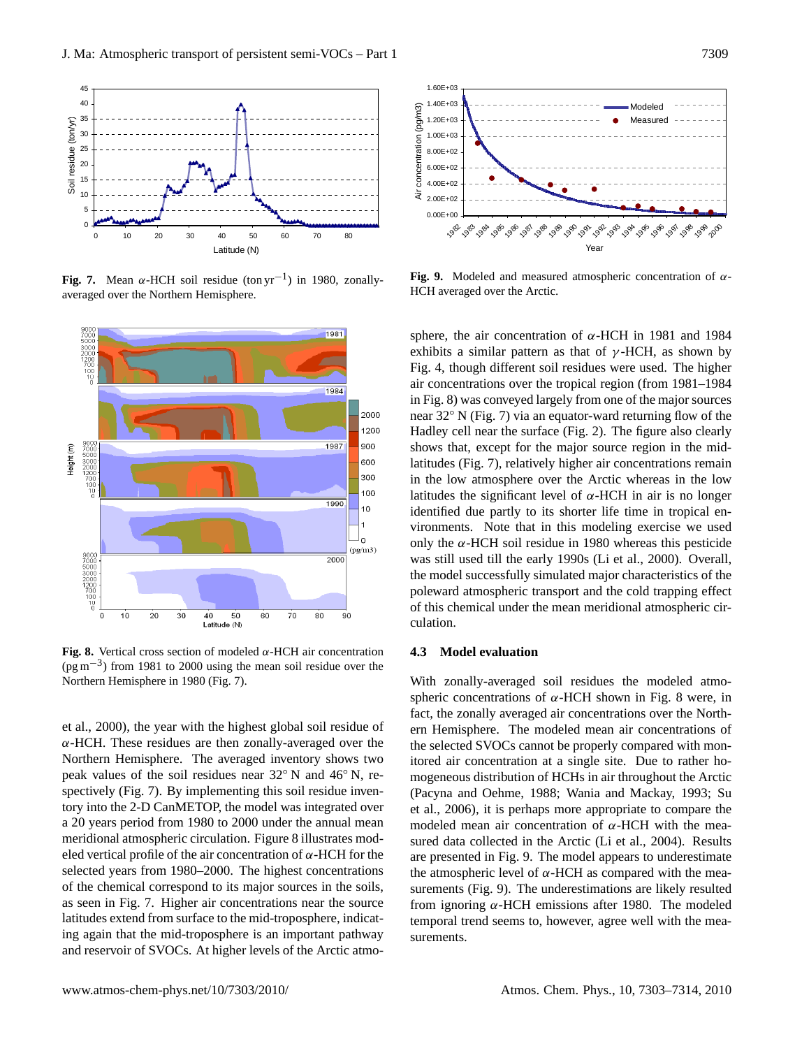Fig. 7. Mean $\alpha$-HCH soil residue (ton yr$^{-1}$) in 1980, zonally-averaged over the Northern Hemisphere.

Fig. 8. Vertical cross section of modeled $\alpha$-HCH air concentration (pg m$^{-3}$) from 1981 to 2000 using the mean soil residue over the Northern Hemisphere in 1980 (Fig. 7).

et al., 2000), the year with the highest global soil residue of $\alpha$-HCH. These residues are then zonally-averaged over the Northern Hemisphere. The averaged inventory shows two peak values of the soil residues near 32° N and 46° N, respectively (Fig. 7). By implementing this soil residue inventory into the 2-D CanMETOP, the model was integrated over a 20 years period from 1980 to 2000 under the annual mean meridional atmospheric circulation. Figure 8 illustrates modeled vertical profile of the air concentration of $\alpha$-HCH for the selected years from 1980–2000. The highest concentrations of the chemical correspond to its major sources in the soils, as seen in Fig. 7. Higher air concentrations near the source latitudes extend from surface to the mid-troposphere, indicating again that the mid-troposphere is an important pathway and reservoir of SVOCs. At higher levels of the Arctic atmosphere, the air concentration of $\alpha$-HCH in 1981 and 1984 exhibits a similar pattern as that of $\gamma$-HCH, as shown by Fig. 4, though different soil residues were used. The higher air concentrations over the tropical region (from 1981–1984 in Fig. 8) was conveyed largely from one of the major sources near 32° N (Fig. 7) via an equator-ward returning flow of the Hadley cell near the surface (Fig. 2). The figure also clearly shows that, except for the major source region in the mid-latitudes (Fig. 7), relatively higher air concentrations remain in the low atmosphere over the Arctic whereas in the low latitudes the significant level of $\alpha$-HCH in air is no longer identified due partly to its shorter life time in tropical environments. Note that in this modeling exercise we used only the $\alpha$-HCH soil residue in 1980 whereas this pesticide was still used till the early 1990s (Li et al., 2000). Overall, the model successfully simulated major characteristics of the poleward atmospheric transport and the cold trapping effect of this chemical under the mean meridional atmospheric circulation.

Fig. 9. Modeled and measured atmospheric concentration of $\alpha$-HCH averaged over the Arctic.

### 4.3 Model evaluation

With zonally-averaged soil residues the modeled atmospheric concentrations of $\alpha$-HCH shown in Fig. 8 were, in fact, the zonally averaged air concentrations over the Northern Hemisphere. The modeled mean air concentrations of the selected SVOCs cannot be properly compared with monitored air concentration at a single site. Due to rather homogeneous distribution of HCHs in air throughout the Arctic (Pacyna and Oehme, 1988; Wania and Mackay, 1993; Su et al., 2006), it is perhaps more appropriate to compare the modeled mean air concentration of $\alpha$-HCH with the measured data collected in the Arctic (Li et al., 2004). Results are presented in Fig. 9. The model appears to underestimate the atmospheric level of $\alpha$-HCH as compared with the measurements (Fig. 9). The underestimations are likely resulted from ignoring $\alpha$-HCH emissions after 1980. The modeled temporal trend seems to, however, agree well with the measurements.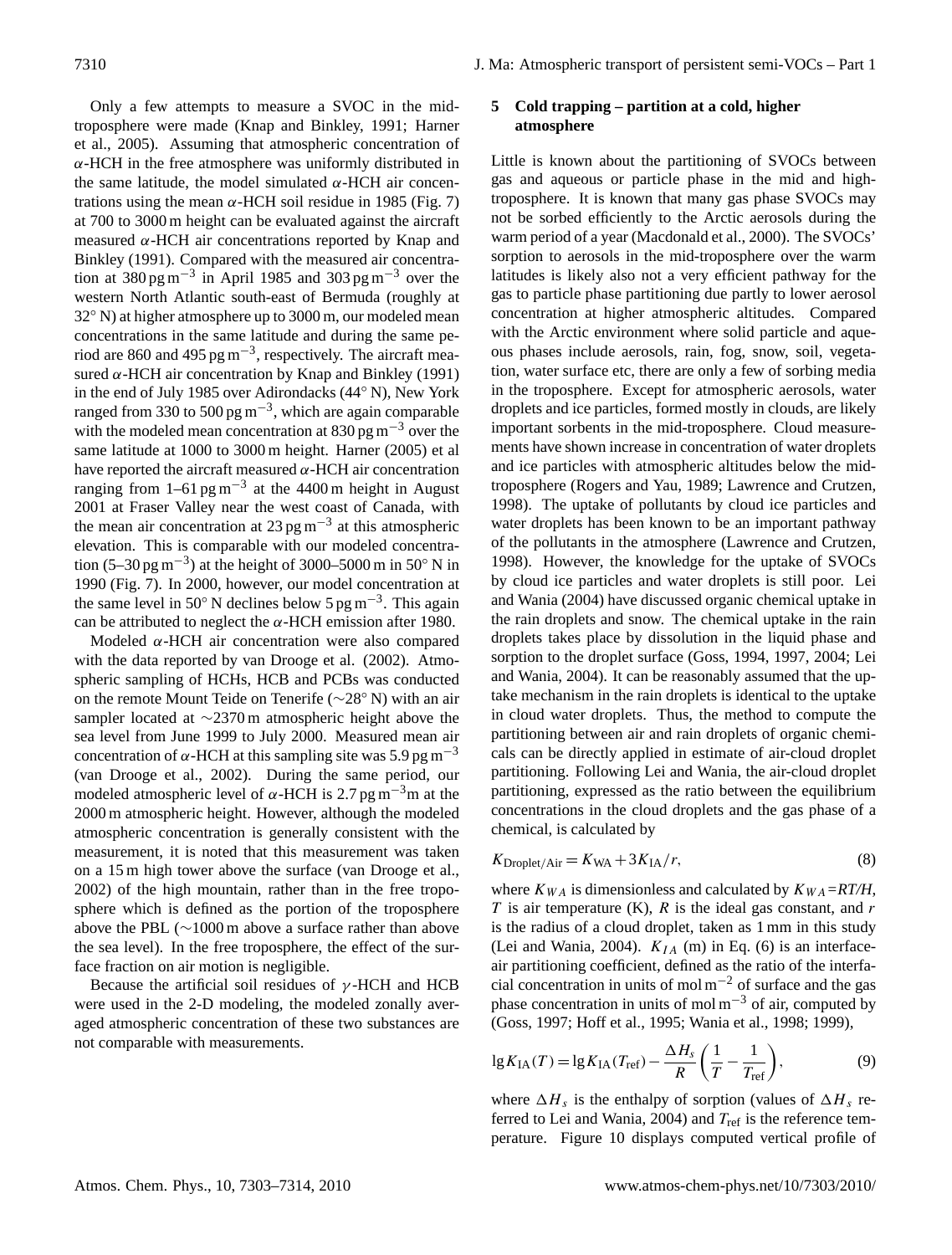Only a few attempts to measure a SVOC in the mid-troposphere were made (Knap and Binkley, 1991; Harner et al., 2005). Assuming that atmospheric concentration of $\alpha$-HCH in the free atmosphere was uniformly distributed in the same latitude, the model simulated $\alpha$-HCH air concentrations using the mean $\alpha$-HCH soil residue in 1985 (Fig. 7) at 700 to 3000 m height can be evaluated against the aircraft measured $\alpha$-HCH air concentrations reported by Knap and Binkley (1991). Compared with the measured air concentration at 380 pg m$^{-3}$ in April 1985 and 303 pg m$^{-3}$ over the western North Atlantic south-east of Bermuda (roughly at 32° N) at higher atmosphere up to 3000 m, our modeled mean concentrations in the same latitude and during the same period are 860 and 495 pg m$^{-3}$, respectively. The aircraft measured $\alpha$-HCH air concentration by Knap and Binkley (1991) in the end of July 1985 over Adirondacks (44° N), New York ranged from 330 to 500 pg m$^{-3}$, which are again comparable with the modeled mean concentration at 830 pg m$^{-3}$ over the same latitude at 1000 to 3000 m height. Harner (2005) et al have reported the aircraft measured $\alpha$-HCH air concentration ranging from 1–61 pg m$^{-3}$ at the 4400 m height in August 2001 at Fraser Valley near the west coast of Canada, with the mean air concentration at 23 pg m$^{-3}$ at this atmospheric elevation. This is comparable with our modeled concentration (5–30 pg m$^{-3}$) at the height of 3000–5000 m in 50° N in 1990 (Fig. 7). In 2000, however, our model concentration at the same level in 50° N declines below 5 pg m$^{-3}$. This again can be attributed to neglect the $\alpha$-HCH emission after 1980.

Modeled $\alpha$-HCH air concentration were also compared with the data reported by van Drooge et al. (2002). Atmospheric sampling of HCHs, HCB and PCBs was conducted on the remote Mount Teide on Tenerife (~28° N) with an air sampler located at ~2370 m atmospheric height above the sea level from June 1999 to July 2000. Measured mean air concentration of $\alpha$-HCH at this sampling site was 5.9 pg m$^{-3}$ (van Drooge et al., 2002). During the same period, our modeled atmospheric level of $\alpha$-HCH is 2.7 pg m$^{-3}$m at the 2000 m atmospheric height. However, although the modeled atmospheric concentration is generally consistent with the measurement, it is noted that this measurement was taken on a 15 m high tower above the surface (van Drooge et al., 2002) of the high mountain, rather than in the free troposphere which is defined as the portion of the troposphere above the PBL (~1000 m above a surface rather than above the sea level). In the free troposphere, the effect of the surface fraction on air motion is negligible.

Because the artificial soil residues of $\gamma$-HCH and HCB were used in the 2-D modeling, the modeled zonally averaged atmospheric concentration of these two substances are not comparable with measurements.

## 5 Cold trapping – partition at a cold, higher atmosphere

Little is known about the partitioning of SVOCs between gas and aqueous or particle phase in the mid and high-troposphere. It is known that many gas phase SVOCs may not be sorbed efficiently to the Arctic aerosols during the warm period of a year (Macdonald et al., 2000). The SVOCs' sorption to aerosols in the mid-troposphere over the warm latitudes is likely also not a very efficient pathway for the gas to particle phase partitioning due partly to lower aerosol concentration at higher atmospheric altitudes. Compared with the Arctic environment where solid particle and aqueous phases include aerosols, rain, fog, snow, soil, vegetation, water surface etc, there are only a few of sorbing media in the troposphere. Except for atmospheric aerosols, water droplets and ice particles, formed mostly in clouds, are likely important sorbents in the mid-troposphere. Cloud measurements have shown increase in concentration of water droplets and ice particles with atmospheric altitudes below the mid-troposphere (Rogers and Yau, 1989; Lawrence and Crutzen, 1998). The uptake of pollutants by cloud ice particles and water droplets has been known to be an important pathway of the pollutants in the atmosphere (Lawrence and Crutzen, 1998). However, the knowledge for the uptake of SVOCs by cloud ice particles and water droplets is still poor. Lei and Wania (2004) have discussed organic chemical uptake in the rain droplets and snow. The chemical uptake in the rain droplets takes place by dissolution in the liquid phase and sorption to the droplet surface (Goss, 1994, 1997, 2004; Lei and Wania, 2004). It can be reasonably assumed that the uptake mechanism in the rain droplets is identical to the uptake in cloud water droplets. Thus, the method to compute the partitioning between air and rain droplets of organic chemicals can be directly applied in estimate of air-cloud droplet partitioning. Following Lei and Wania, the air-cloud droplet partitioning, expressed as the ratio between the equilibrium concentrations in the cloud droplets and the gas phase of a chemical, is calculated by

$$K_{\text{Droplet/Air}} = K_{\text{WA}} + 3K_{\text{IA}}/r, \tag{8}$$

where $K_{WA}$ is dimensionless and calculated by $K_{WA}=RT/H$, $T$ is air temperature (K), $R$ is the ideal gas constant, and $r$ is the radius of a cloud droplet, taken as 1 mm in this study (Lei and Wania, 2004). $K_{IA}$ (m) in Eq. (6) is an interface-air partitioning coefficient, defined as the ratio of the interfacial concentration in units of mol m$^{-2}$ of surface and the gas phase concentration in units of mol m$^{-3}$ of air, computed by (Goss, 1997; Hoff et al., 1995; Wania et al., 1998; 1999),

$$\lg K_{\text{IA}}(T) = \lg K_{\text{IA}}(T_{\text{ref}}) - \frac{\Delta H_s}{R}\left(\frac{1}{T} - \frac{1}{T_{\text{ref}}}\right), \tag{9}$$

where $\Delta H_s$ is the enthalpy of sorption (values of $\Delta H_s$ referred to Lei and Wania, 2004) and $T_{\text{ref}}$ is the reference temperature. Figure 10 displays computed vertical profile of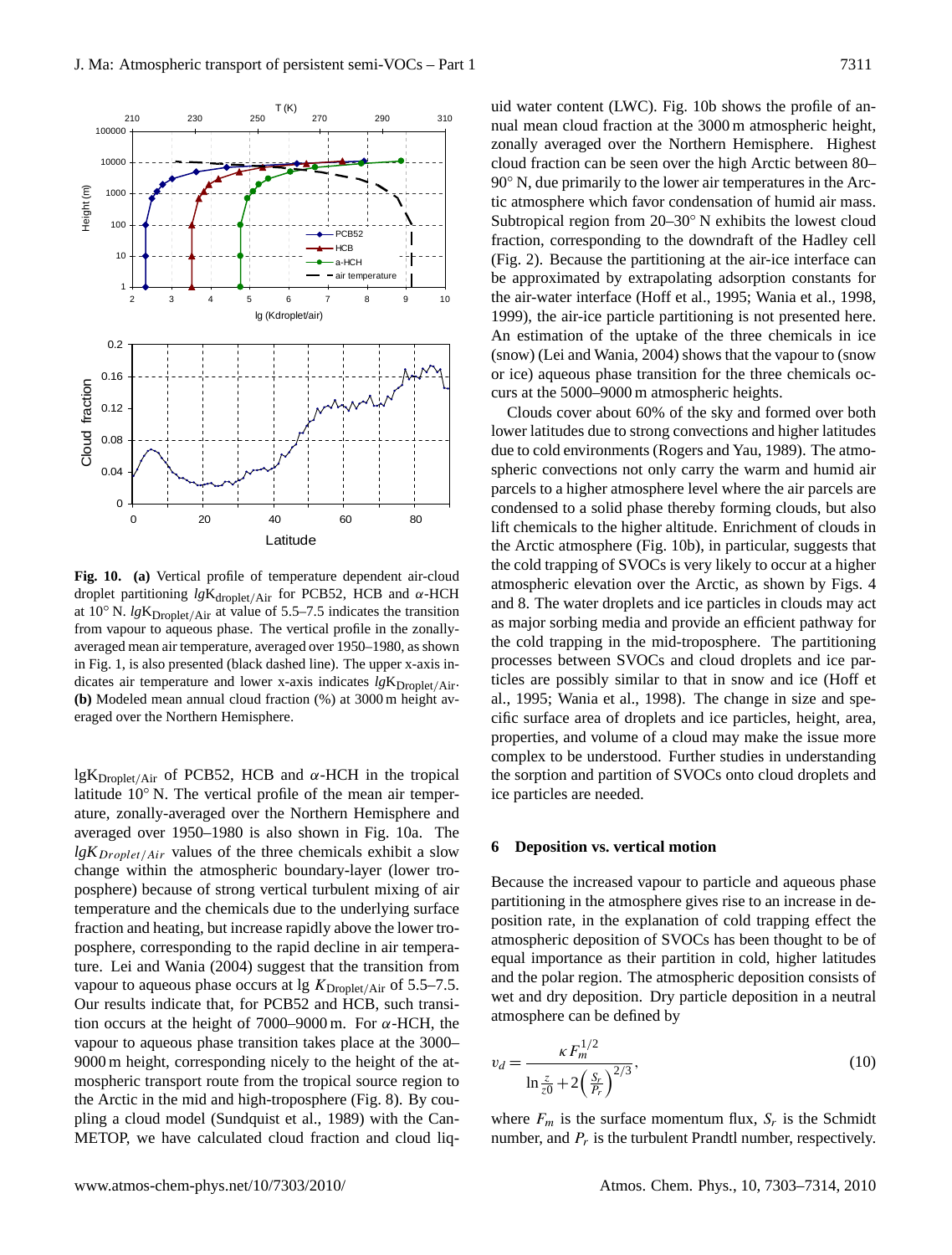**Fig. 10.** **(a)** Vertical profile of temperature dependent air-cloud droplet partitioning $lgK_{droplet/Air}$ for PCB52, HCB and $\alpha$-HCH at 10° N. $lgK_{Droplet/Air}$ at value of 5.5–7.5 indicates the transition from vapour to aqueous phase. The vertical profile in the zonally-averaged mean air temperature, averaged over 1950–1980, as shown in Fig. 1, is also presented (black dashed line). The upper x-axis indicates air temperature and lower x-axis indicates $lgK_{Droplet/Air}$. **(b)** Modeled mean annual cloud fraction (%) at 3000 m height averaged over the Northern Hemisphere.

$lgK_{Droplet/Air}$ of PCB52, HCB and $\alpha$-HCH in the tropical latitude 10° N. The vertical profile of the mean air temperature, zonally-averaged over the Northern Hemisphere and averaged over 1950–1980 is also shown in Fig. 10a. The $lgK_{Droplet/Air}$ values of the three chemicals exhibit a slow change within the atmospheric boundary-layer (lower troposphere) because of strong vertical turbulent mixing of air temperature and the chemicals due to the underlying surface fraction and heating, but increase rapidly above the lower troposphere, corresponding to the rapid decline in air temperature. Lei and Wania (2004) suggest that the transition from vapour to aqueous phase occurs at lg $K_{Droplet/Air}$ of 5.5–7.5. Our results indicate that, for PCB52 and HCB, such transition occurs at the height of 7000–9000 m. For $\alpha$-HCH, the vapour to aqueous phase transition takes place at the 3000–9000 m height, corresponding nicely to the height of the atmospheric transport route from the tropical source region to the Arctic in the mid and high-troposphere (Fig. 8). By coupling a cloud model (Sundquist et al., 1989) with the CanMETOP, we have calculated cloud fraction and cloud liquid water content (LWC). Fig. 10b shows the profile of annual mean cloud fraction at the 3000 m atmospheric height, zonally averaged over the Northern Hemisphere. Highest cloud fraction can be seen over the high Arctic between 80–90° N, due primarily to the lower air temperatures in the Arctic atmosphere which favor condensation of humid air mass. Subtropical region from 20–30° N exhibits the lowest cloud fraction, corresponding to the downdraft of the Hadley cell (Fig. 2). Because the partitioning at the air-ice interface can be approximated by extrapolating adsorption constants for the air-water interface (Hoff et al., 1995; Wania et al., 1998, 1999), the air-ice particle partitioning is not presented here. An estimation of the uptake of the three chemicals in ice (snow) (Lei and Wania, 2004) shows that the vapour to (snow or ice) aqueous phase transition for the three chemicals occurs at the 5000–9000 m atmospheric heights.

Clouds cover about 60% of the sky and formed over both lower latitudes due to strong convections and higher latitudes due to cold environments (Rogers and Yau, 1989). The atmospheric convections not only carry the warm and humid air parcels to a higher atmosphere level where the air parcels are condensed to a solid phase thereby forming clouds, but also lift chemicals to the higher altitude. Enrichment of clouds in the Arctic atmosphere (Fig. 10b), in particular, suggests that the cold trapping of SVOCs is very likely to occur at a higher atmospheric elevation over the Arctic, as shown by Figs. 4 and 8. The water droplets and ice particles in clouds may act as major sorbing media and provide an efficient pathway for the cold trapping in the mid-troposphere. The partitioning processes between SVOCs and cloud droplets and ice particles are possibly similar to that in snow and ice (Hoff et al., 1995; Wania et al., 1998). The change in size and specific surface area of droplets and ice particles, height, area, properties, and volume of a cloud may make the issue more complex to be understood. Further studies in understanding the sorption and partition of SVOCs onto cloud droplets and ice particles are needed.

## 6 Deposition vs. vertical motion

Because the increased vapour to particle and aqueous phase partitioning in the atmosphere gives rise to an increase in deposition rate, in the explanation of cold trapping effect the atmospheric deposition of SVOCs has been thought to be of equal importance as their partition in cold, higher latitudes and the polar region. The atmospheric deposition consists of wet and dry deposition. Dry particle deposition in a neutral atmosphere can be defined by

$$v_d = \frac{\kappa F_m^{1/2}}{\ln\frac{z}{z0} + 2\left(\frac{S_r}{P_r}\right)^{2/3}}, \tag{10}$$

where $F_m$ is the surface momentum flux, $S_r$ is the Schmidt number, and $P_r$ is the turbulent Prandtl number, respectively.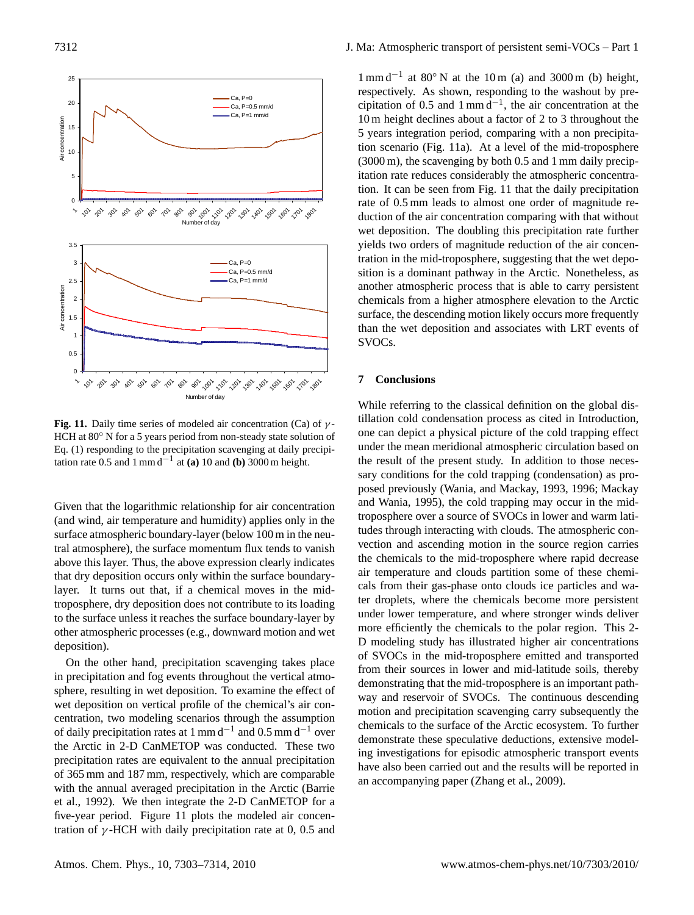Fig. 11. Daily time series of modeled air concentration (Ca) of $\gamma$-HCH at 80° N for a 5 years period from non-steady state solution of Eq. (1) responding to the precipitation scavenging at daily precipitation rate 0.5 and $1\,\mathrm{mm\,d^{-1}}$ at **(a)** 10 and **(b)** 3000 m height.

Given that the logarithmic relationship for air concentration (and wind, air temperature and humidity) applies only in the surface atmospheric boundary-layer (below 100 m in the neutral atmosphere), the surface momentum flux tends to vanish above this layer. Thus, the above expression clearly indicates that dry deposition occurs only within the surface boundary-layer. It turns out that, if a chemical moves in the mid-troposphere, dry deposition does not contribute to its loading to the surface unless it reaches the surface boundary-layer by other atmospheric processes (e.g., downward motion and wet deposition).

On the other hand, precipitation scavenging takes place in precipitation and fog events throughout the vertical atmosphere, resulting in wet deposition. To examine the effect of wet deposition on vertical profile of the chemical's air concentration, two modeling scenarios through the assumption of daily precipitation rates at $1\,\mathrm{mm\,d^{-1}}$ and $0.5\,\mathrm{mm\,d^{-1}}$ over the Arctic in 2-D CanMETOP was conducted. These two precipitation rates are equivalent to the annual precipitation of 365 mm and 187 mm, respectively, which are comparable with the annual averaged precipitation in the Arctic (Barrie et al., 1992). We then integrate the 2-D CanMETOP for a five-year period. Figure 11 plots the modeled air concentration of $\gamma$-HCH with daily precipitation rate at 0, 0.5 and $1\,\mathrm{mm\,d^{-1}}$ at 80° N at the 10 m (a) and 3000 m (b) height, respectively. As shown, responding to the washout by precipitation of 0.5 and $1\,\mathrm{mm\,d^{-1}}$, the air concentration at the 10 m height declines about a factor of 2 to 3 throughout the 5 years integration period, comparing with a non precipitation scenario (Fig. 11a). At a level of the mid-troposphere (3000 m), the scavenging by both 0.5 and 1 mm daily precipitation rate reduces considerably the atmospheric concentration. It can be seen from Fig. 11 that the daily precipitation rate of 0.5 mm leads to almost one order of magnitude reduction of the air concentration comparing with that without wet deposition. The doubling this precipitation rate further yields two orders of magnitude reduction of the air concentration in the mid-troposphere, suggesting that the wet deposition is a dominant pathway in the Arctic. Nonetheless, as another atmospheric process that is able to carry persistent chemicals from a higher atmosphere elevation to the Arctic surface, the descending motion likely occurs more frequently than the wet deposition and associates with LRT events of SVOCs.

## 7 Conclusions

While referring to the classical definition on the global distillation cold condensation process as cited in Introduction, one can depict a physical picture of the cold trapping effect under the mean meridional atmospheric circulation based on the result of the present study. In addition to those necessary conditions for the cold trapping (condensation) as proposed previously (Wania, and Mackay, 1993, 1996; Mackay and Wania, 1995), the cold trapping may occur in the mid-troposphere over a source of SVOCs in lower and warm latitudes through interacting with clouds. The atmospheric convection and ascending motion in the source region carries the chemicals to the mid-troposphere where rapid decrease air temperature and clouds partition some of these chemicals from their gas-phase onto clouds ice particles and water droplets, where the chemicals become more persistent under lower temperature, and where stronger winds deliver more efficiently the chemicals to the polar region. This 2-D modeling study has illustrated higher air concentrations of SVOCs in the mid-troposphere emitted and transported from their sources in lower and mid-latitude soils, thereby demonstrating that the mid-troposphere is an important pathway and reservoir of SVOCs. The continuous descending motion and precipitation scavenging carry subsequently the chemicals to the surface of the Arctic ecosystem. To further demonstrate these speculative deductions, extensive modeling investigations for episodic atmospheric transport events have also been carried out and the results will be reported in an accompanying paper (Zhang et al., 2009).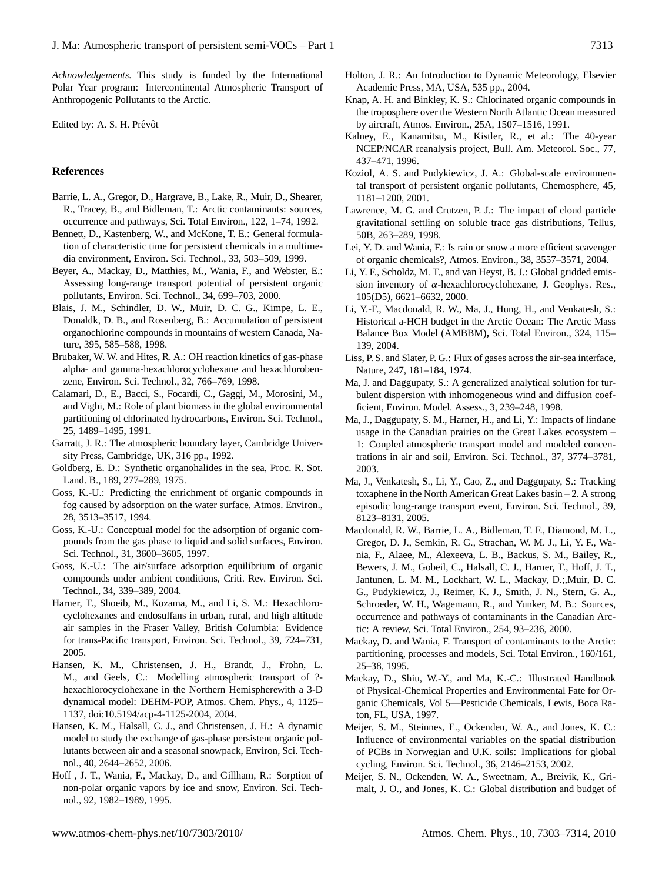*Acknowledgements.* This study is funded by the International Polar Year program: Intercontinental Atmospheric Transport of Anthropogenic Pollutants to the Arctic.

Edited by: A. S. H. Prévôt

## References

Barrie, L. A., Gregor, D., Hargrave, B., Lake, R., Muir, D., Shearer, R., Tracey, B., and Bidleman, T.: Arctic contaminants: sources, occurrence and pathways, Sci. Total Environ., 122, 1–74, 1992.

Bennett, D., Kastenberg, W., and McKone, T. E.: General formulation of characteristic time for persistent chemicals in a multimedia environment, Environ. Sci. Technol., 33, 503–509, 1999.

Beyer, A., Mackay, D., Matthies, M., Wania, F., and Webster, E.: Assessing long-range transport potential of persistent organic pollutants, Environ. Sci. Technol., 34, 699–703, 2000.

Blais, J. M., Schindler, D. W., Muir, D. C. G., Kimpe, L. E., Donaldk, D. B., and Rosenberg, B.: Accumulation of persistent organochlorine compounds in mountains of western Canada, Nature, 395, 585–588, 1998.

Brubaker, W. W. and Hites, R. A.: OH reaction kinetics of gas-phase alpha- and gamma-hexachlorocyclohexane and hexachlorobenzene, Environ. Sci. Technol., 32, 766–769, 1998.

Calamari, D., E., Bacci, S., Focardi, C., Gaggi, M., Morosini, M., and Vighi, M.: Role of plant biomass in the global environmental partitioning of chlorinated hydrocarbons, Environ. Sci. Technol., 25, 1489–1495, 1991.

Garratt, J. R.: The atmospheric boundary layer, Cambridge University Press, Cambridge, UK, 316 pp., 1992.

Goldberg, E. D.: Synthetic organohalides in the sea, Proc. R. Sot. Land. B., 189, 277–289, 1975.

Goss, K.-U.: Predicting the enrichment of organic compounds in fog caused by adsorption on the water surface, Atmos. Environ., 28, 3513–3517, 1994.

Goss, K.-U.: Conceptual model for the adsorption of organic compounds from the gas phase to liquid and solid surfaces, Environ. Sci. Technol., 31, 3600–3605, 1997.

Goss, K.-U.: The air/surface adsorption equilibrium of organic compounds under ambient conditions, Criti. Rev. Environ. Sci. Technol., 34, 339–389, 2004.

Harner, T., Shoeib, M., Kozama, M., and Li, S. M.: Hexachlorocyclohexanes and endosulfans in urban, rural, and high altitude air samples in the Fraser Valley, British Columbia: Evidence for trans-Pacific transport, Environ. Sci. Technol., 39, 724–731, 2005.

Hansen, K. M., Christensen, J. H., Brandt, J., Frohn, L. M., and Geels, C.: Modelling atmospheric transport of ?-hexachlorocyclohexane in the Northern Hemispherewith a 3-D dynamical model: DEHM-POP, Atmos. Chem. Phys., 4, 1125–1137, doi:10.5194/acp-4-1125-2004, 2004.

Hansen, K. M., Halsall, C. J., and Christensen, J. H.: A dynamic model to study the exchange of gas-phase persistent organic pollutants between air and a seasonal snowpack, Environ, Sci. Technol., 40, 2644–2652, 2006.

Hoff , J. T., Wania, F., Mackay, D., and Gillham, R.: Sorption of non-polar organic vapors by ice and snow, Environ. Sci. Technol., 92, 1982–1989, 1995.

Holton, J. R.: An Introduction to Dynamic Meteorology, Elsevier Academic Press, MA, USA, 535 pp., 2004.

Knap, A. H. and Binkley, K. S.: Chlorinated organic compounds in the troposphere over the Western North Atlantic Ocean measured by aircraft, Atmos. Environ., 25A, 1507–1516, 1991.

Kalney, E., Kanamitsu, M., Kistler, R., et al.: The 40-year NCEP/NCAR reanalysis project, Bull. Am. Meteorol. Soc., 77, 437–471, 1996.

Koziol, A. S. and Pudykiewicz, J. A.: Global-scale environmental transport of persistent organic pollutants, Chemosphere, 45, 1181–1200, 2001.

Lawrence, M. G. and Crutzen, P. J.: The impact of cloud particle gravitational settling on soluble trace gas distributions, Tellus, 50B, 263–289, 1998.

Lei, Y. D. and Wania, F.: Is rain or snow a more efficient scavenger of organic chemicals?, Atmos. Environ., 38, 3557–3571, 2004.

Li, Y. F., Scholdz, M. T., and van Heyst, B. J.: Global gridded emission inventory of $\alpha$-hexachlorocyclohexane, J. Geophys. Res., 105(D5), 6621–6632, 2000.

Li, Y.-F., Macdonald, R. W., Ma, J., Hung, H., and Venkatesh, S.: Historical a-HCH budget in the Arctic Ocean: The Arctic Mass Balance Box Model (AMBBM)**,** Sci. Total Environ., 324, 115–139, 2004.

Liss, P. S. and Slater, P. G.: Flux of gases across the air-sea interface, Nature, 247, 181–184, 1974.

Ma, J. and Daggupaty, S.: A generalized analytical solution for turbulent dispersion with inhomogeneous wind and diffusion coefficient, Environ. Model. Assess., 3, 239–248, 1998.

Ma, J., Daggupaty, S. M., Harner, H., and Li, Y.: Impacts of lindane usage in the Canadian prairies on the Great Lakes ecosystem – 1: Coupled atmospheric transport model and modeled concentrations in air and soil, Environ. Sci. Technol., 37, 3774–3781, 2003.

Ma, J., Venkatesh, S., Li, Y., Cao, Z., and Daggupaty, S.: Tracking toxaphene in the North American Great Lakes basin – 2. A strong episodic long-range transport event, Environ. Sci. Technol., 39, 8123–8131, 2005.

Macdonald, R. W., Barrie, L. A., Bidleman, T. F., Diamond, M. L., Gregor, D. J., Semkin, R. G., Strachan, W. M. J., Li, Y. F., Wania, F., Alaee, M., Alexeeva, L. B., Backus, S. M., Bailey, R., Bewers, J. M., Gobeil, C., Halsall, C. J., Harner, T., Hoff, J. T., Jantunen, L. M. M., Lockhart, W. L., Mackay, D.;,Muir, D. C. G., Pudykiewicz, J., Reimer, K. J., Smith, J. N., Stern, G. A., Schroeder, W. H., Wagemann, R., and Yunker, M. B.: Sources, occurrence and pathways of contaminants in the Canadian Arctic: A review, Sci. Total Environ., 254, 93–236, 2000.

Mackay, D. and Wania, F. Transport of contaminants to the Arctic: partitioning, processes and models, Sci. Total Environ., 160/161, 25–38, 1995.

Mackay, D., Shiu, W.-Y., and Ma, K.-C.: Illustrated Handbook of Physical-Chemical Properties and Environmental Fate for Organic Chemicals, Vol 5—Pesticide Chemicals, Lewis, Boca Raton, FL, USA, 1997.

Meijer, S. M., Steinnes, E., Ockenden, W. A., and Jones, K. C.: Influence of environmental variables on the spatial distribution of PCBs in Norwegian and U.K. soils: Implications for global cycling, Environ. Sci. Technol., 36, 2146–2153, 2002.

Meijer, S. N., Ockenden, W. A., Sweetnam, A., Breivik, K., Grimalt, J. O., and Jones, K. C.: Global distribution and budget of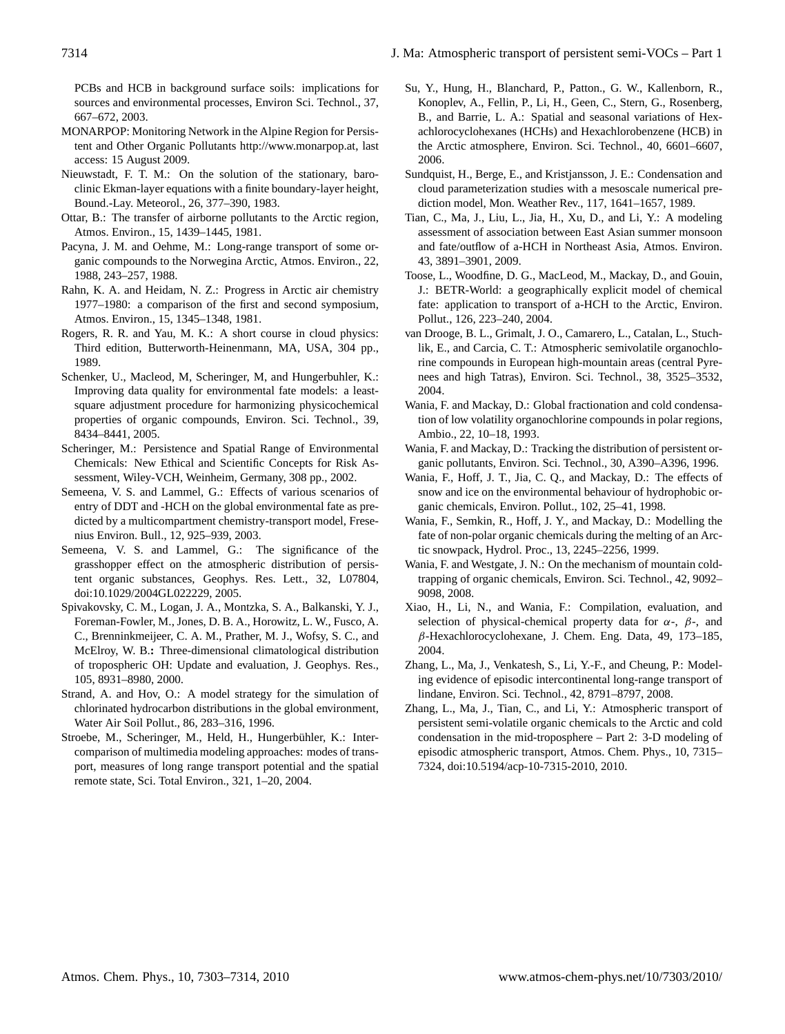PCBs and HCB in background surface soils: implications for sources and environmental processes, Environ Sci. Technol., 37, 667–672, 2003.

MONARPOP: Monitoring Network in the Alpine Region for Persistent and Other Organic Pollutants http://www.monarpop.at, last access: 15 August 2009.

Nieuwstadt, F. T. M.: On the solution of the stationary, baroclinic Ekman-layer equations with a finite boundary-layer height, Bound.-Lay. Meteorol., 26, 377–390, 1983.

Ottar, B.: The transfer of airborne pollutants to the Arctic region, Atmos. Environ., 15, 1439–1445, 1981.

Pacyna, J. M. and Oehme, M.: Long-range transport of some organic compounds to the Norwegina Arctic, Atmos. Environ., 22, 1988, 243–257, 1988.

Rahn, K. A. and Heidam, N. Z.: Progress in Arctic air chemistry 1977–1980: a comparison of the first and second symposium, Atmos. Environ., 15, 1345–1348, 1981.

Rogers, R. R. and Yau, M. K.: A short course in cloud physics: Third edition, Butterworth-Heinenmann, MA, USA, 304 pp., 1989.

Schenker, U., Macleod, M, Scheringer, M, and Hungerbuhler, K.: Improving data quality for environmental fate models: a least-square adjustment procedure for harmonizing physicochemical properties of organic compounds, Environ. Sci. Technol., 39, 8434–8441, 2005.

Scheringer, M.: Persistence and Spatial Range of Environmental Chemicals: New Ethical and Scientific Concepts for Risk Assessment, Wiley-VCH, Weinheim, Germany, 308 pp., 2002.

Semeena, V. S. and Lammel, G.: Effects of various scenarios of entry of DDT and -HCH on the global environmental fate as predicted by a multicompartment chemistry-transport model, Fresenius Environ. Bull., 12, 925–939, 2003.

Semeena, V. S. and Lammel, G.: The significance of the grasshopper effect on the atmospheric distribution of persistent organic substances, Geophys. Res. Lett., 32, L07804, doi:10.1029/2004GL022229, 2005.

Spivakovsky, C. M., Logan, J. A., Montzka, S. A., Balkanski, Y. J., Foreman-Fowler, M., Jones, D. B. A., Horowitz, L. W., Fusco, A. C., Brenninkmeijeer, C. A. M., Prather, M. J., Wofsy, S. C., and McElroy, W. B.**:** Three-dimensional climatological distribution of tropospheric OH: Update and evaluation, J. Geophys. Res., 105, 8931–8980, 2000.

Strand, A. and Hov, O.: A model strategy for the simulation of chlorinated hydrocarbon distributions in the global environment, Water Air Soil Pollut., 86, 283–316, 1996.

Stroebe, M., Scheringer, M., Held, H., Hungerbühler, K.: Intercomparison of multimedia modeling approaches: modes of transport, measures of long range transport potential and the spatial remote state, Sci. Total Environ., 321, 1–20, 2004.

Su, Y., Hung, H., Blanchard, P., Patton., G. W., Kallenborn, R., Konoplev, A., Fellin, P., Li, H., Geen, C., Stern, G., Rosenberg, B., and Barrie, L. A.: Spatial and seasonal variations of Hexachlorocyclohexanes (HCHs) and Hexachlorobenzene (HCB) in the Arctic atmosphere, Environ. Sci. Technol., 40, 6601–6607, 2006.

Sundquist, H., Berge, E., and Kristjansson, J. E.: Condensation and cloud parameterization studies with a mesoscale numerical prediction model, Mon. Weather Rev., 117, 1641–1657, 1989.

Tian, C., Ma, J., Liu, L., Jia, H., Xu, D., and Li, Y.: A modeling assessment of association between East Asian summer monsoon and fate/outflow of a-HCH in Northeast Asia, Atmos. Environ. 43, 3891–3901, 2009.

Toose, L., Woodfine, D. G., MacLeod, M., Mackay, D., and Gouin, J.: BETR-World: a geographically explicit model of chemical fate: application to transport of a-HCH to the Arctic, Environ. Pollut., 126, 223–240, 2004.

van Drooge, B. L., Grimalt, J. O., Camarero, L., Catalan, L., Stuchlik, E., and Carcia, C. T.: Atmospheric semivolatile organochlorine compounds in European high-mountain areas (central Pyrenees and high Tatras), Environ. Sci. Technol., 38, 3525–3532, 2004.

Wania, F. and Mackay, D.: Global fractionation and cold condensation of low volatility organochlorine compounds in polar regions, Ambio., 22, 10–18, 1993.

Wania, F. and Mackay, D.: Tracking the distribution of persistent organic pollutants, Environ. Sci. Technol., 30, A390–A396, 1996.

Wania, F., Hoff, J. T., Jia, C. Q., and Mackay, D.: The effects of snow and ice on the environmental behaviour of hydrophobic organic chemicals, Environ. Pollut., 102, 25–41, 1998.

Wania, F., Semkin, R., Hoff, J. Y., and Mackay, D.: Modelling the fate of non-polar organic chemicals during the melting of an Arctic snowpack, Hydrol. Proc., 13, 2245–2256, 1999.

Wania, F. and Westgate, J. N.: On the mechanism of mountain cold-trapping of organic chemicals, Environ. Sci. Technol., 42, 9092–9098, 2008.

Xiao, H., Li, N., and Wania, F.: Compilation, evaluation, and selection of physical-chemical property data for $\alpha$-, $\beta$-, and $\beta$-Hexachlorocyclohexane, J. Chem. Eng. Data, 49, 173–185, 2004.

Zhang, L., Ma, J., Venkatesh, S., Li, Y.-F., and Cheung, P.: Modeling evidence of episodic intercontinental long-range transport of lindane, Environ. Sci. Technol., 42, 8791–8797, 2008.

Zhang, L., Ma, J., Tian, C., and Li, Y.: Atmospheric transport of persistent semi-volatile organic chemicals to the Arctic and cold condensation in the mid-troposphere – Part 2: 3-D modeling of episodic atmospheric transport, Atmos. Chem. Phys., 10, 7315–7324, doi:10.5194/acp-10-7315-2010, 2010.